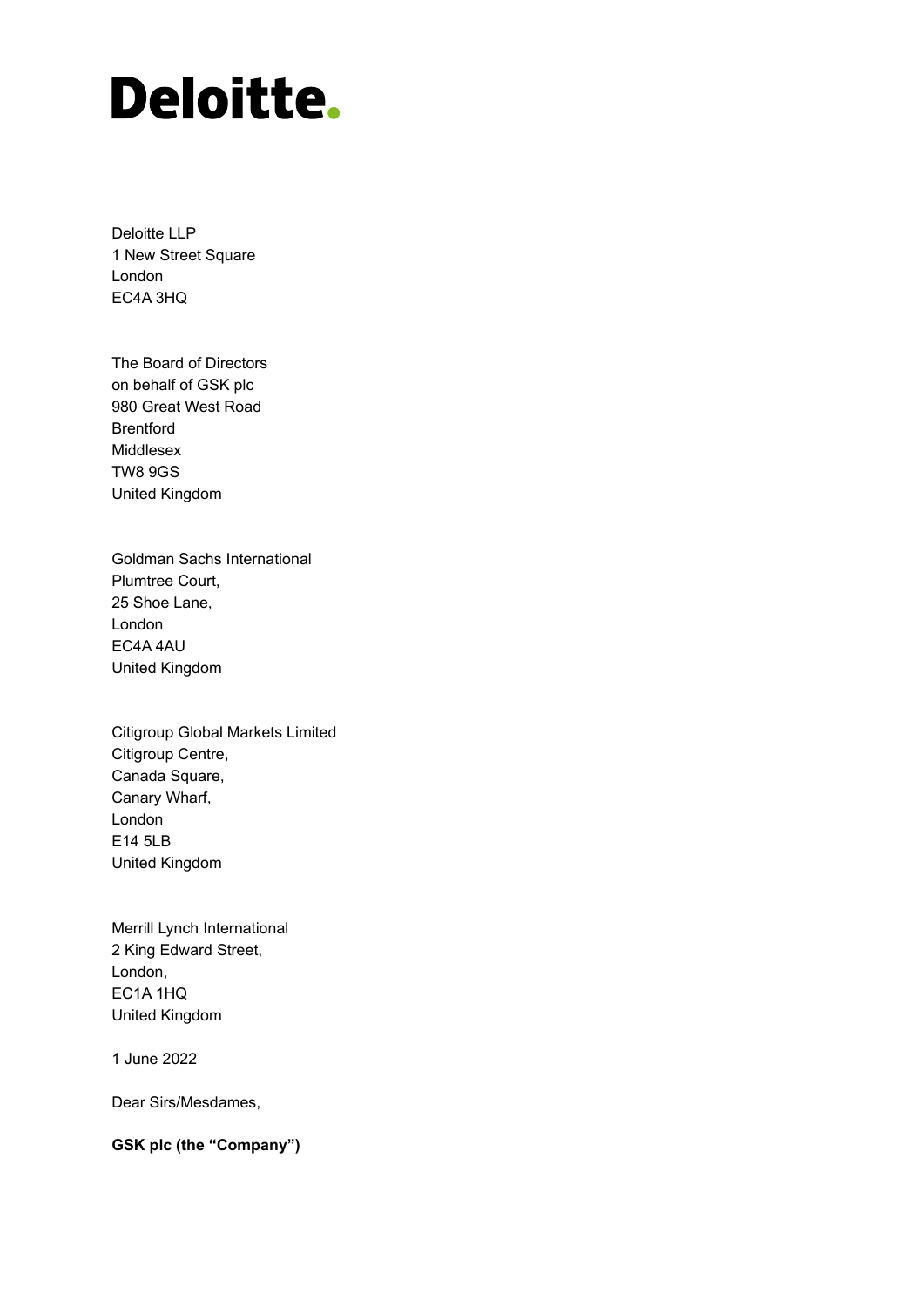# Deloitte.

Deloitte LLP
1 New Street Square
London
EC4A 3HQ

The Board of Directors
on behalf of GSK plc
980 Great West Road
Brentford
Middlesex
TW8 9GS
United Kingdom

Goldman Sachs International
Plumtree Court,
25 Shoe Lane,
London
EC4A 4AU
United Kingdom

Citigroup Global Markets Limited
Citigroup Centre,
Canada Square,
Canary Wharf,
London
E14 5LB
United Kingdom

Merrill Lynch International
2 King Edward Street,
London,
EC1A 1HQ
United Kingdom

1 June 2022

Dear Sirs/Mesdames,

**GSK plc (the "Company")**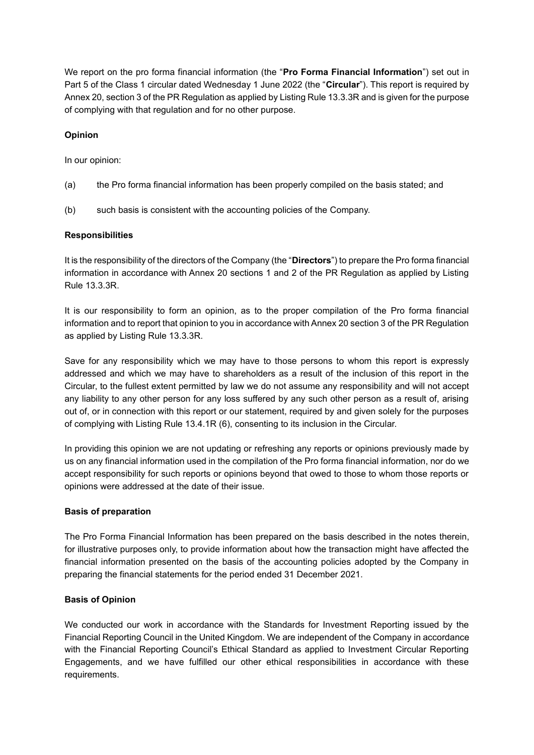We report on the pro forma financial information (the "**Pro Forma Financial Information**") set out in Part 5 of the Class 1 circular dated Wednesday 1 June 2022 (the "**Circular**"). This report is required by Annex 20, section 3 of the PR Regulation as applied by Listing Rule 13.3.3R and is given for the purpose of complying with that regulation and for no other purpose.

**Opinion**

In our opinion:

(a) the Pro forma financial information has been properly compiled on the basis stated; and

(b) such basis is consistent with the accounting policies of the Company.

**Responsibilities**

It is the responsibility of the directors of the Company (the "**Directors**") to prepare the Pro forma financial information in accordance with Annex 20 sections 1 and 2 of the PR Regulation as applied by Listing Rule 13.3.3R.

It is our responsibility to form an opinion, as to the proper compilation of the Pro forma financial information and to report that opinion to you in accordance with Annex 20 section 3 of the PR Regulation as applied by Listing Rule 13.3.3R.

Save for any responsibility which we may have to those persons to whom this report is expressly addressed and which we may have to shareholders as a result of the inclusion of this report in the Circular, to the fullest extent permitted by law we do not assume any responsibility and will not accept any liability to any other person for any loss suffered by any such other person as a result of, arising out of, or in connection with this report or our statement, required by and given solely for the purposes of complying with Listing Rule 13.4.1R (6), consenting to its inclusion in the Circular.

In providing this opinion we are not updating or refreshing any reports or opinions previously made by us on any financial information used in the compilation of the Pro forma financial information, nor do we accept responsibility for such reports or opinions beyond that owed to those to whom those reports or opinions were addressed at the date of their issue.

**Basis of preparation**

The Pro Forma Financial Information has been prepared on the basis described in the notes therein, for illustrative purposes only, to provide information about how the transaction might have affected the financial information presented on the basis of the accounting policies adopted by the Company in preparing the financial statements for the period ended 31 December 2021.

**Basis of Opinion**

We conducted our work in accordance with the Standards for Investment Reporting issued by the Financial Reporting Council in the United Kingdom. We are independent of the Company in accordance with the Financial Reporting Council's Ethical Standard as applied to Investment Circular Reporting Engagements, and we have fulfilled our other ethical responsibilities in accordance with these requirements.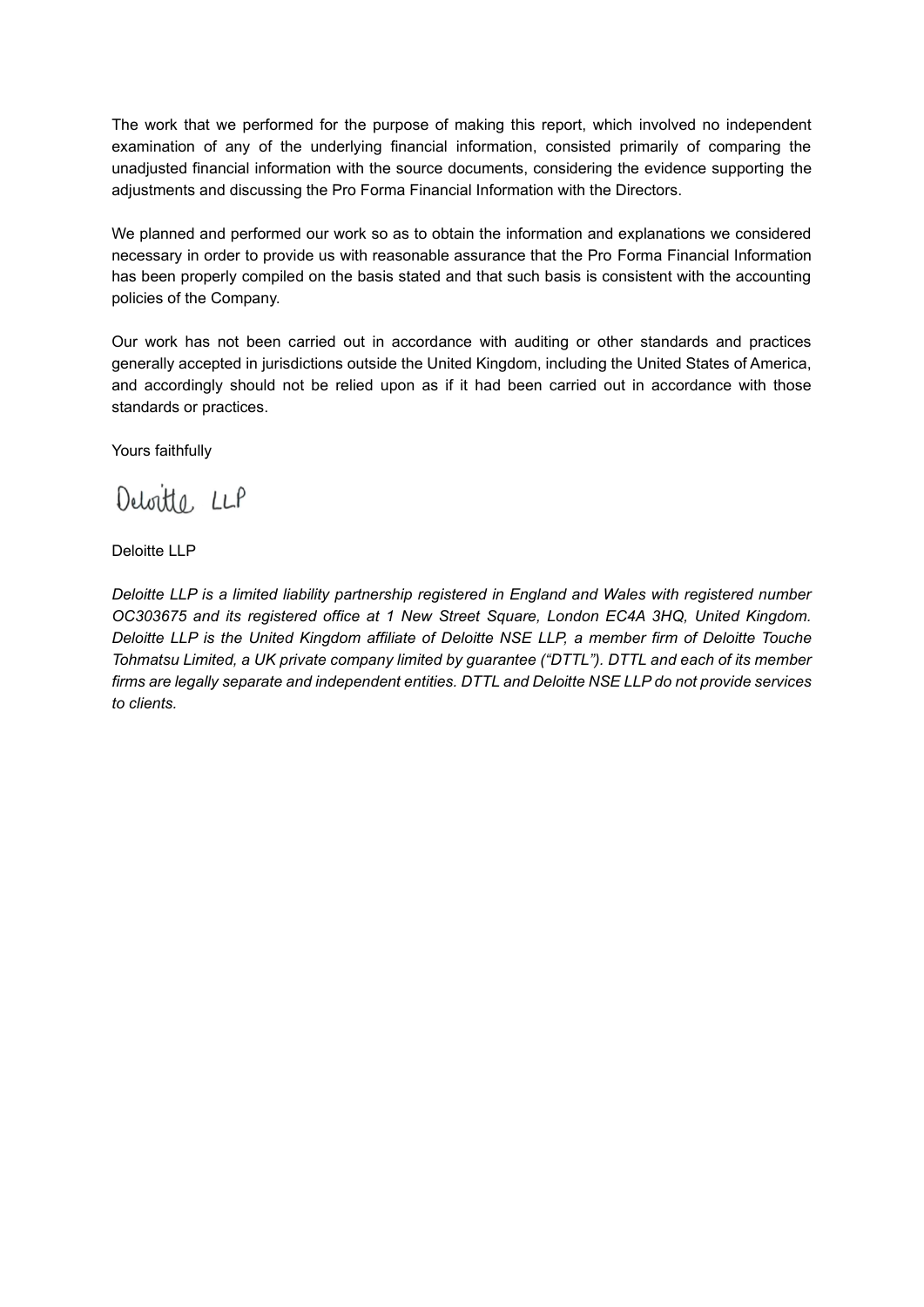The work that we performed for the purpose of making this report, which involved no independent examination of any of the underlying financial information, consisted primarily of comparing the unadjusted financial information with the source documents, considering the evidence supporting the adjustments and discussing the Pro Forma Financial Information with the Directors.

We planned and performed our work so as to obtain the information and explanations we considered necessary in order to provide us with reasonable assurance that the Pro Forma Financial Information has been properly compiled on the basis stated and that such basis is consistent with the accounting policies of the Company.

Our work has not been carried out in accordance with auditing or other standards and practices generally accepted in jurisdictions outside the United Kingdom, including the United States of America, and accordingly should not be relied upon as if it had been carried out in accordance with those standards or practices.

Yours faithfully

Deloitte LLP

Deloitte LLP

*Deloitte LLP is a limited liability partnership registered in England and Wales with registered number OC303675 and its registered office at 1 New Street Square, London EC4A 3HQ, United Kingdom. Deloitte LLP is the United Kingdom affiliate of Deloitte NSE LLP, a member firm of Deloitte Touche Tohmatsu Limited, a UK private company limited by guarantee ("DTTL"). DTTL and each of its member firms are legally separate and independent entities. DTTL and Deloitte NSE LLP do not provide services to clients.*